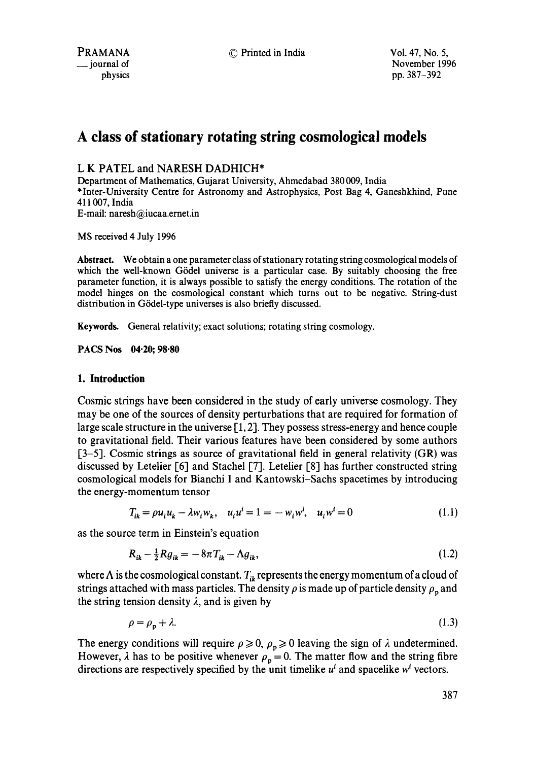# A class of stationary rotating string cosmological models

L K PATEL and NARESH DADHICH*

Department of Mathematics, Gujarat University, Ahmedabad 380 009, India

*Inter-University Centre for Astronomy and Astrophysics, Post Bag 4, Ganeshkhind, Pune 411 007, India

E-mail: naresh@iucaa.ernet.in

MS received 4 July 1996

**Abstract.** We obtain a one parameter class of stationary rotating string cosmological models of which the well-known Gödel universe is a particular case. By suitably choosing the free parameter function, it is always possible to satisfy the energy conditions. The rotation of the model hinges on the cosmological constant which turns out to be negative. String-dust distribution in Gödel-type universes is also briefly discussed.

**Keywords.** General relativity; exact solutions; rotating string cosmology.

**PACS Nos** 04·20; 98·80

## 1. Introduction

Cosmic strings have been considered in the study of early universe cosmology. They may be one of the sources of density perturbations that are required for formation of large scale structure in the universe [1, 2]. They possess stress-energy and hence couple to gravitational field. Their various features have been considered by some authors [3–5]. Cosmic strings as source of gravitational field in general relativity (GR) was discussed by Letelier [6] and Stachel [7]. Letelier [8] has further constructed string cosmological models for Bianchi I and Kantowski–Sachs spacetimes by introducing the energy-momentum tensor

$$T_{ik} = \rho u_i u_k - \lambda w_i w_k, \quad u_i u^i = 1 = -w_i w^i, \quad u_i w^i = 0 \tag{1.1}$$

as the source term in Einstein's equation

$$R_{ik} - \tfrac{1}{2} R g_{ik} = -8\pi T_{ik} - \Lambda g_{ik}, \tag{1.2}$$

where $\Lambda$ is the cosmological constant. $T_{ik}$ represents the energy momentum of a cloud of strings attached with mass particles. The density $\rho$ is made up of particle density $\rho_p$ and the string tension density $\lambda$, and is given by

$$\rho = \rho_p + \lambda. \tag{1.3}$$

The energy conditions will require $\rho \geqslant 0$, $\rho_p \geqslant 0$ leaving the sign of $\lambda$ undetermined. However, $\lambda$ has to be positive whenever $\rho_p = 0$. The matter flow and the string fibre directions are respectively specified by the unit timelike $u^i$ and spacelike $w^i$ vectors.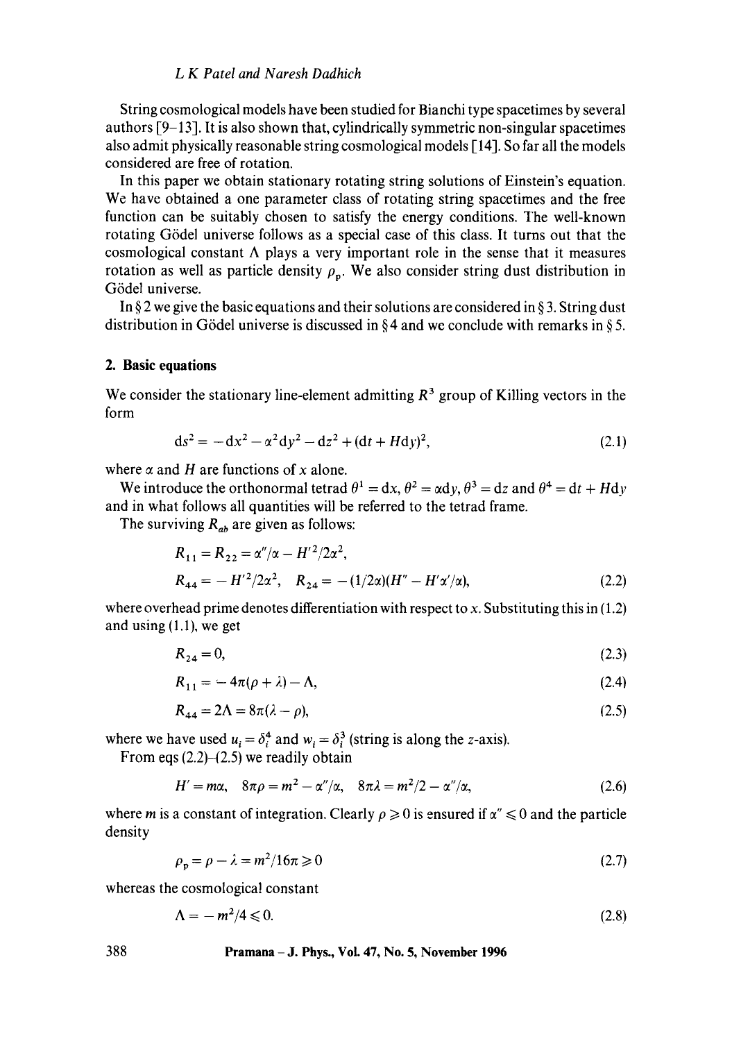String cosmological models have been studied for Bianchi type spacetimes by several authors [9–13]. It is also shown that, cylindrically symmetric non-singular spacetimes also admit physically reasonable string cosmological models [14]. So far all the models considered are free of rotation.

In this paper we obtain stationary rotating string solutions of Einstein's equation. We have obtained a one parameter class of rotating string spacetimes and the free function can be suitably chosen to satisfy the energy conditions. The well-known rotating Gödel universe follows as a special case of this class. It turns out that the cosmological constant $\Lambda$ plays a very important role in the sense that it measures rotation as well as particle density $\rho_p$. We also consider string dust distribution in Gödel universe.

In § 2 we give the basic equations and their solutions are considered in § 3. String dust distribution in Gödel universe is discussed in § 4 and we conclude with remarks in § 5.

## 2. Basic equations

We consider the stationary line-element admitting $R^3$ group of Killing vectors in the form

$$ds^2 = -dx^2 - \alpha^2 dy^2 - dz^2 + (dt + H dy)^2, \tag{2.1}$$

where $\alpha$ and $H$ are functions of $x$ alone.

We introduce the orthonormal tetrad $\theta^1 = dx$, $\theta^2 = \alpha dy$, $\theta^3 = dz$ and $\theta^4 = dt + H dy$ and in what follows all quantities will be referred to the tetrad frame.

The surviving $R_{ab}$ are given as follows:

$$\begin{aligned} R_{11} &= R_{22} = \alpha''/\alpha - H'^2/2\alpha^2, \\ R_{44} &= -H'^2/2\alpha^2, \quad R_{24} = -(1/2\alpha)(H'' - H'\alpha'/\alpha), \end{aligned} \tag{2.2}$$

where overhead prime denotes differentiation with respect to $x$. Substituting this in (1.2) and using (1.1), we get

$$R_{24} = 0, \tag{2.3}$$

$$R_{11} = -4\pi(\rho + \lambda) - \Lambda, \tag{2.4}$$

$$R_{44} = 2\Lambda = 8\pi(\lambda - \rho), \tag{2.5}$$

where we have used $u_i = \delta_i^4$ and $w_i = \delta_i^3$ (string is along the $z$-axis).

From eqs (2.2)–(2.5) we readily obtain

$$H' = m\alpha, \quad 8\pi\rho = m^2 - \alpha''/\alpha, \quad 8\pi\lambda = m^2/2 - \alpha''/\alpha, \tag{2.6}$$

where $m$ is a constant of integration. Clearly $\rho \geqslant 0$ is ensured if $\alpha'' \leqslant 0$ and the particle density

$$\rho_p = \rho - \lambda = m^2/16\pi \geqslant 0 \tag{2.7}$$

whereas the cosmological constant

$$\Lambda = -m^2/4 \leqslant 0. \tag{2.8}$$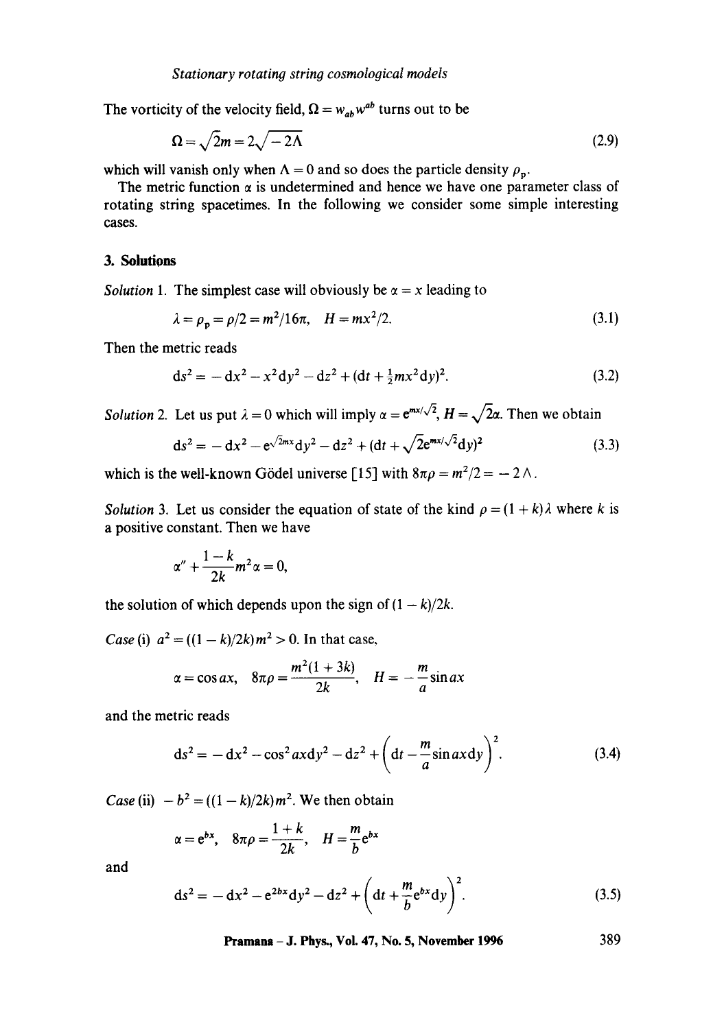The vorticity of the velocity field, $\Omega = w_{ab}w^{ab}$ turns out to be

$$\Omega = \sqrt{2}m = 2\sqrt{-2\Lambda} \tag{2.9}$$

which will vanish only when $\Lambda = 0$ and so does the particle density $\rho_p$.

The metric function $\alpha$ is undetermined and hence we have one parameter class of rotating string spacetimes. In the following we consider some simple interesting cases.

## 3. Solutions

*Solution* 1. The simplest case will obviously be $\alpha = x$ leading to

$$\lambda = \rho_p = \rho/2 = m^2/16\pi, \quad H = mx^2/2. \tag{3.1}$$

Then the metric reads

$$ds^2 = -dx^2 - x^2dy^2 - dz^2 + (dt + \tfrac{1}{2}mx^2dy)^2. \tag{3.2}$$

*Solution* 2. Let us put $\lambda = 0$ which will imply $\alpha = e^{mx/\sqrt{2}}$, $H = \sqrt{2}\alpha$. Then we obtain

$$ds^2 = -dx^2 - e^{\sqrt{2}mx}dy^2 - dz^2 + (dt + \sqrt{2}e^{mx/\sqrt{2}}dy)^2 \tag{3.3}$$

which is the well-known Gödel universe [15] with $8\pi\rho = m^2/2 = -2\Lambda$.

*Solution* 3. Let us consider the equation of state of the kind $\rho = (1+k)\lambda$ where $k$ is a positive constant. Then we have

$$\alpha'' + \frac{1-k}{2k}m^2\alpha = 0,$$

the solution of which depends upon the sign of $(1-k)/2k$.

*Case* (i) $a^2 = ((1-k)/2k)m^2 > 0$. In that case,

$$\alpha = \cos ax, \quad 8\pi\rho = \frac{m^2(1+3k)}{2k}, \quad H = -\frac{m}{a}\sin ax$$

and the metric reads

$$ds^2 = -dx^2 - \cos^2 ax dy^2 - dz^2 + \left(dt - \frac{m}{a}\sin ax dy\right)^2. \tag{3.4}$$

*Case* (ii) $-b^2 = ((1-k)/2k)m^2$. We then obtain

$$\alpha = e^{bx}, \quad 8\pi\rho = \frac{1+k}{2k}, \quad H = \frac{m}{b}e^{bx}$$

and

$$ds^2 = -dx^2 - e^{2bx}dy^2 - dz^2 + \left(dt + \frac{m}{b}e^{bx}dy\right)^2. \tag{3.5}$$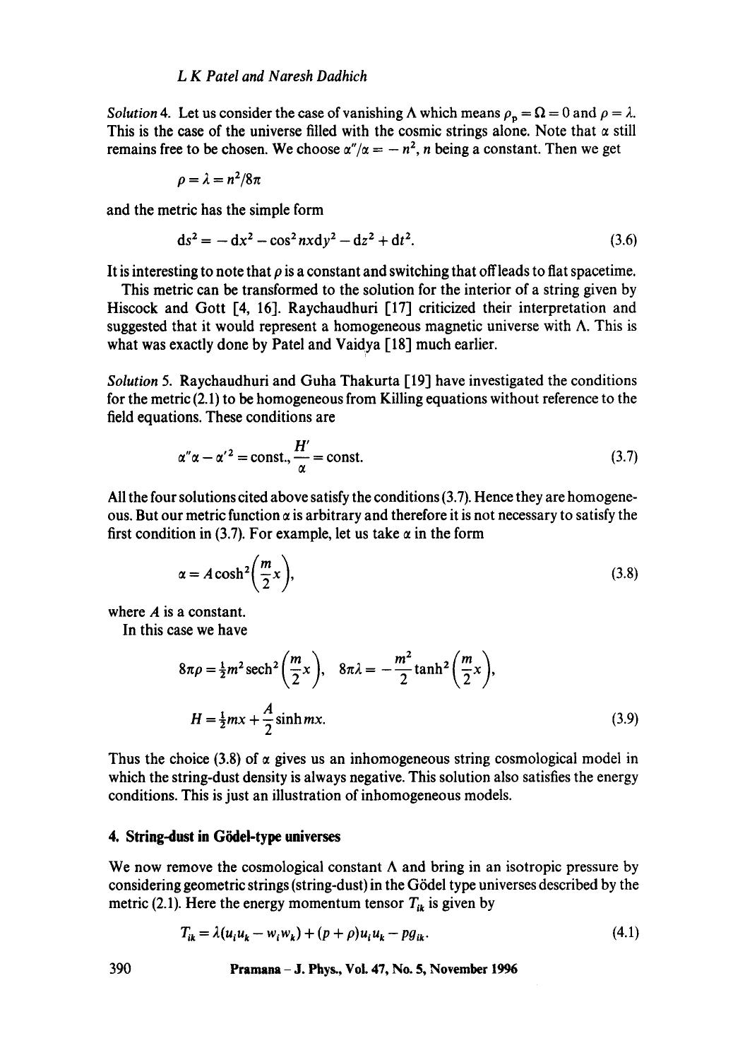*Solution* 4. Let us consider the case of vanishing $\Lambda$ which means $\rho_p = \Omega = 0$ and $\rho = \lambda$. This is the case of the universe filled with the cosmic strings alone. Note that $\alpha$ still remains free to be chosen. We choose $\alpha''/\alpha = -n^2$, $n$ being a constant. Then we get

$$\rho = \lambda = n^2/8\pi$$

and the metric has the simple form

$$ds^2 = -dx^2 - \cos^2 nx dy^2 - dz^2 + dt^2. \tag{3.6}$$

It is interesting to note that $\rho$ is a constant and switching that off leads to flat spacetime.

This metric can be transformed to the solution for the interior of a string given by Hiscock and Gott [4, 16]. Raychaudhuri [17] criticized their interpretation and suggested that it would represent a homogeneous magnetic universe with $\Lambda$. This is what was exactly done by Patel and Vaidya [18] much earlier.

*Solution* 5. Raychaudhuri and Guha Thakurta [19] have investigated the conditions for the metric (2.1) to be homogeneous from Killing equations without reference to the field equations. These conditions are

$$\alpha''\alpha - \alpha'^2 = \text{const.}, \frac{H'}{\alpha} = \text{const.} \tag{3.7}$$

All the four solutions cited above satisfy the conditions (3.7). Hence they are homogeneous. But our metric function $\alpha$ is arbitrary and therefore it is not necessary to satisfy the first condition in (3.7). For example, let us take $\alpha$ in the form

$$\alpha = A\cosh^2\left(\frac{m}{2}x\right), \tag{3.8}$$

where $A$ is a constant.

In this case we have

$$8\pi\rho = \tfrac{1}{2}m^2 \operatorname{sech}^2\left(\frac{m}{2}x\right), \quad 8\pi\lambda = -\frac{m^2}{2}\tanh^2\left(\frac{m}{2}x\right),$$

$$H = \tfrac{1}{2}mx + \frac{A}{2}\sinh mx. \tag{3.9}$$

Thus the choice (3.8) of $\alpha$ gives us an inhomogeneous string cosmological model in which the string-dust density is always negative. This solution also satisfies the energy conditions. This is just an illustration of inhomogeneous models.

## 4. String-dust in Gödel-type universes

We now remove the cosmological constant $\Lambda$ and bring in an isotropic pressure by considering geometric strings (string-dust) in the Gödel type universes described by the metric (2.1). Here the energy momentum tensor $T_{ik}$ is given by

$$T_{ik} = \lambda(u_i u_k - w_i w_k) + (p + \rho)u_i u_k - p g_{ik}. \tag{4.1}$$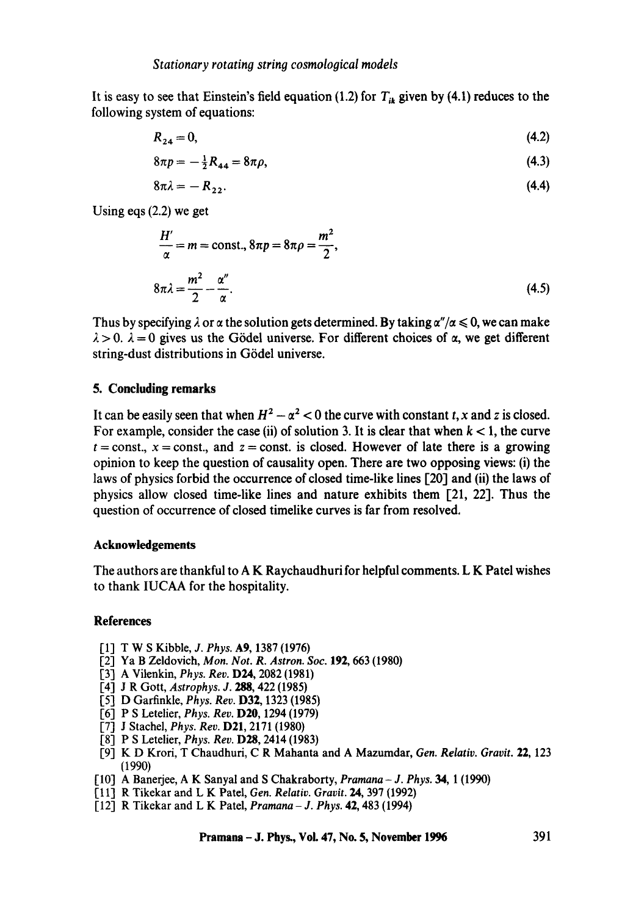It is easy to see that Einstein's field equation (1.2) for $T_{ik}$ given by (4.1) reduces to the following system of equations:

$$R_{24} = 0, \tag{4.2}$$

$$8\pi p = -\tfrac{1}{2}R_{44} = 8\pi\rho, \tag{4.3}$$

$$8\pi\lambda = -R_{22}. \tag{4.4}$$

Using eqs (2.2) we get

$$\frac{H'}{\alpha} = m = \text{const.}, \; 8\pi p = 8\pi\rho = \frac{m^2}{2},$$

$$8\pi\lambda = \frac{m^2}{2} - \frac{\alpha''}{\alpha}. \tag{4.5}$$

Thus by specifying $\lambda$ or $\alpha$ the solution gets determined. By taking $\alpha''/\alpha \leqslant 0$, we can make $\lambda > 0$. $\lambda = 0$ gives us the Gödel universe. For different choices of $\alpha$, we get different string-dust distributions in Gödel universe.

## 5. Concluding remarks

It can be easily seen that when $H^2 - \alpha^2 < 0$ the curve with constant $t$, $x$ and $z$ is closed. For example, consider the case (ii) of solution 3. It is clear that when $k < 1$, the curve $t = \text{const.}$, $x = \text{const.}$, and $z = \text{const.}$ is closed. However of late there is a growing opinion to keep the question of causality open. There are two opposing views: (i) the laws of physics forbid the occurrence of closed time-like lines [20] and (ii) the laws of physics allow closed time-like lines and nature exhibits them [21, 22]. Thus the question of occurrence of closed timelike curves is far from resolved.

### Acknowledgements

The authors are thankful to A K Raychaudhuri for helpful comments. L K Patel wishes to thank IUCAA for the hospitality.

### References

[1] T W S Kibble, *J. Phys.* **A9**, 1387 (1976)
[2] Ya B Zeldovich, *Mon. Not. R. Astron. Soc.* **192**, 663 (1980)
[3] A Vilenkin, *Phys. Rev.* **D24**, 2082 (1981)
[4] J R Gott, *Astrophys. J.* **288**, 422 (1985)
[5] D Garfinkle, *Phys. Rev.* **D32**, 1323 (1985)
[6] P S Letelier, *Phys. Rev.* **D20**, 1294 (1979)
[7] J Stachel, *Phys. Rev.* **D21**, 2171 (1980)
[8] P S Letelier, *Phys. Rev.* **D28**, 2414 (1983)
[9] K D Krori, T Chaudhuri, C R Mahanta and A Mazumdar, *Gen. Relativ. Gravit.* **22**, 123 (1990)
[10] A Banerjee, A K Sanyal and S Chakraborty, *Pramana – J. Phys.* **34**, 1 (1990)
[11] R Tikekar and L K Patel, *Gen. Relativ. Gravit.* **24**, 397 (1992)
[12] R Tikekar and L K Patel, *Pramana – J. Phys.* **42**, 483 (1994)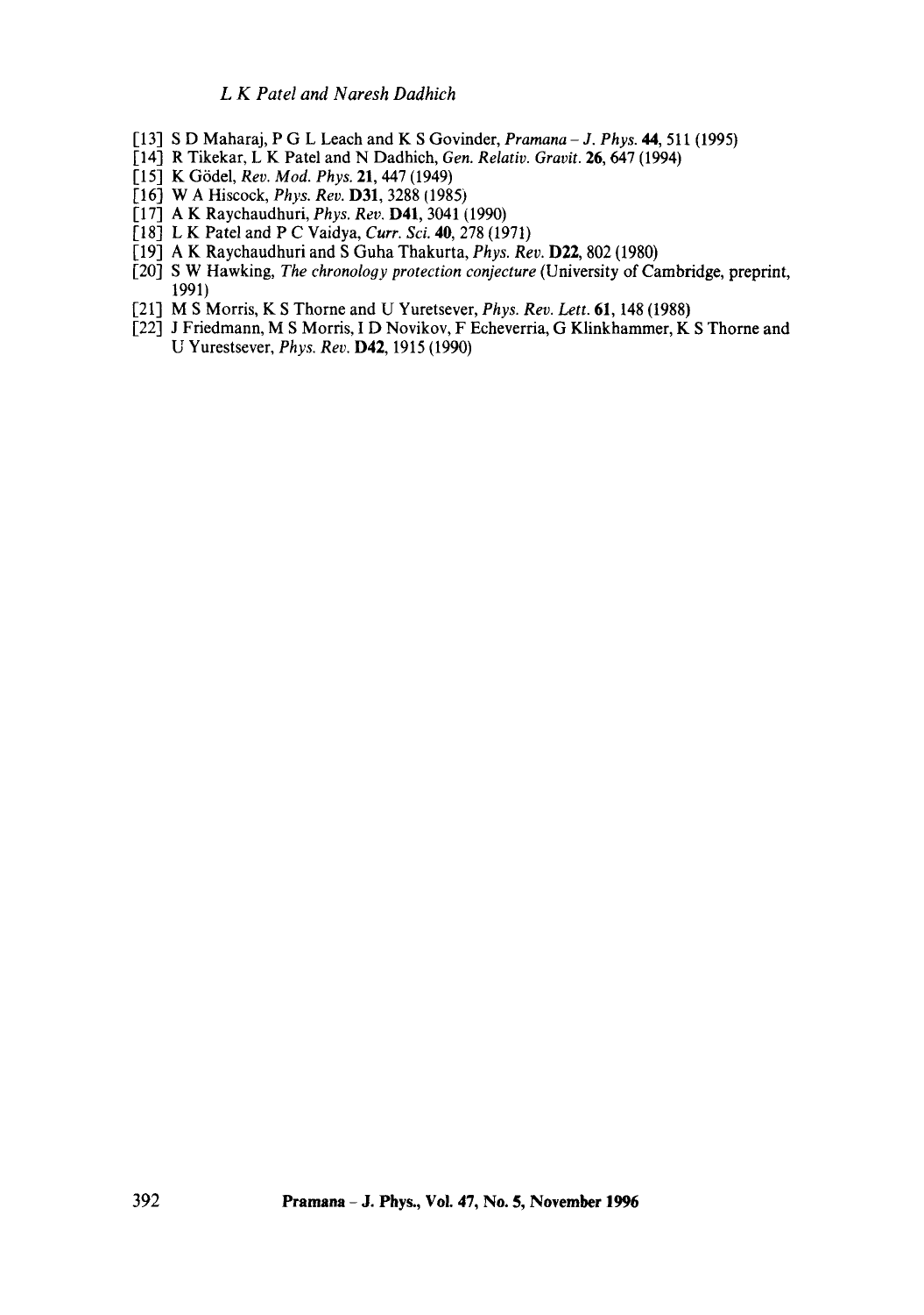[13] S D Maharaj, P G L Leach and K S Govinder, *Pramana – J. Phys.* **44**, 511 (1995)
[14] R Tikekar, L K Patel and N Dadhich, *Gen. Relativ. Gravit.* **26**, 647 (1994)
[15] K Gödel, *Rev. Mod. Phys.* **21**, 447 (1949)
[16] W A Hiscock, *Phys. Rev.* **D31**, 3288 (1985)
[17] A K Raychaudhuri, *Phys. Rev.* **D41**, 3041 (1990)
[18] L K Patel and P C Vaidya, *Curr. Sci.* **40**, 278 (1971)
[19] A K Raychaudhuri and S Guha Thakurta, *Phys. Rev.* **D22**, 802 (1980)
[20] S W Hawking, *The chronology protection conjecture* (University of Cambridge, preprint, 1991)
[21] M S Morris, K S Thorne and U Yuretsever, *Phys. Rev. Lett.* **61**, 148 (1988)
[22] J Friedmann, M S Morris, I D Novikov, F Echeverria, G Klinkhammer, K S Thorne and U Yurestsever, *Phys. Rev.* **D42**, 1915 (1990)